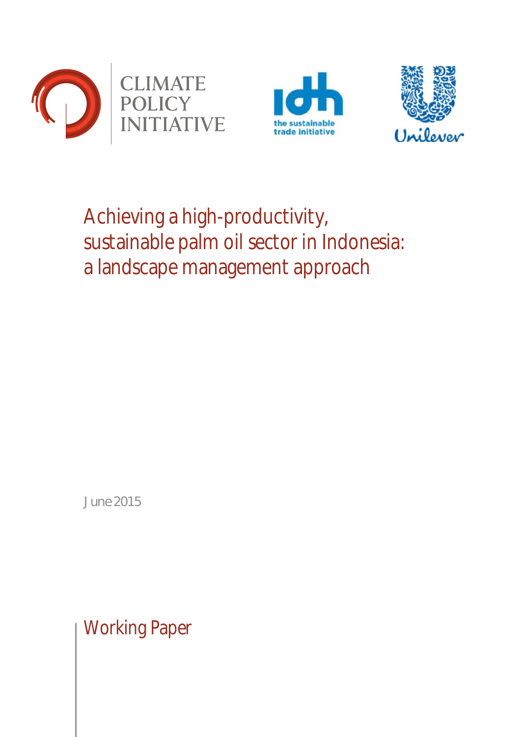CLIMATE POLICY INITIATIVE

the sustainable trade initiative

Unilever

# Achieving a high-productivity, sustainable palm oil sector in Indonesia: a landscape management approach

June 2015

Working Paper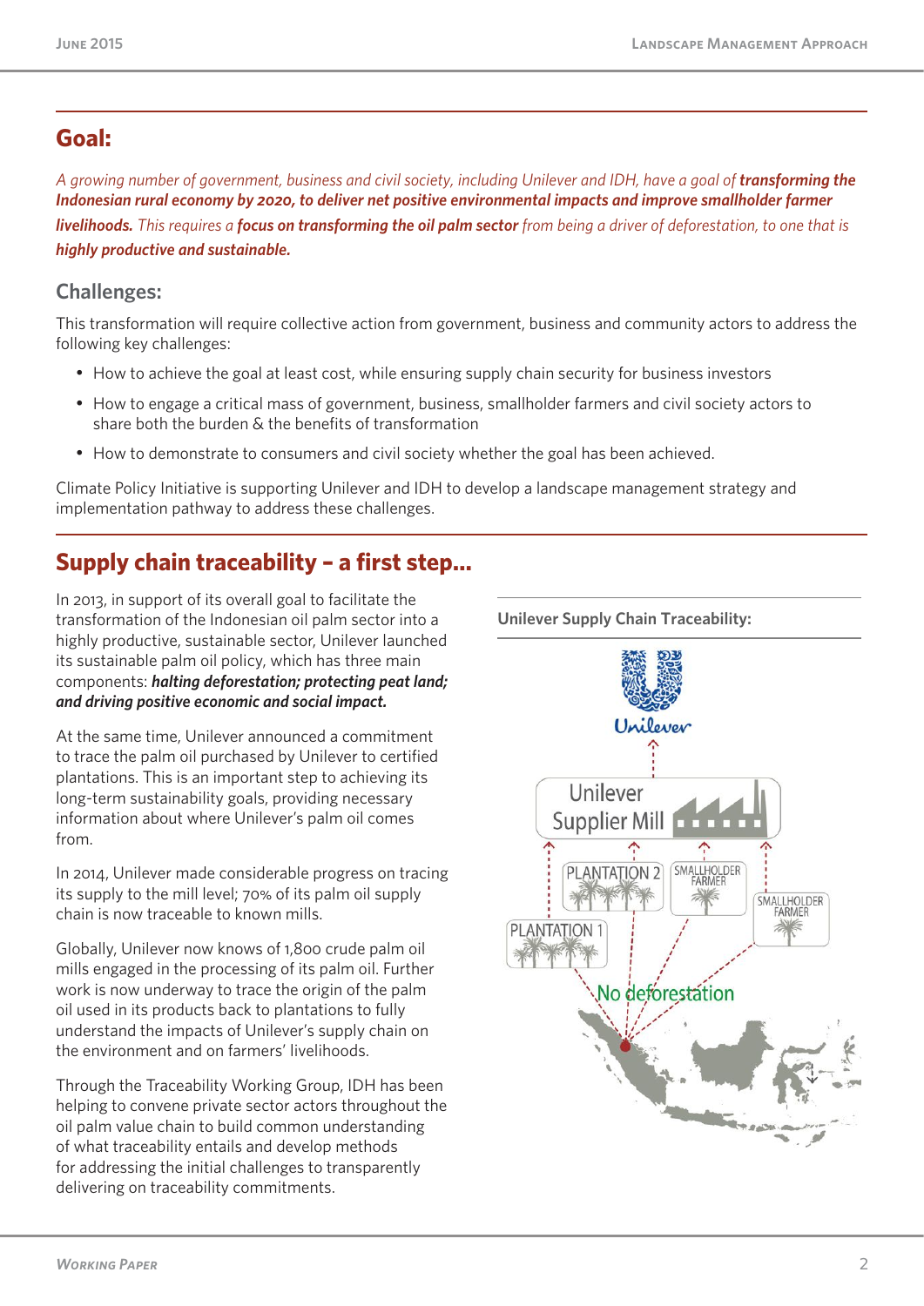## Goal:

*A growing number of government, business and civil society, including Unilever and IDH, have a goal of* ***transforming the Indonesian rural economy by 2020, to deliver net positive environmental impacts and improve smallholder farmer livelihoods.*** *This requires a* ***focus on transforming the oil palm sector*** *from being a driver of deforestation, to one that is* ***highly productive and sustainable.***

### Challenges:

This transformation will require collective action from government, business and community actors to address the following key challenges:

- How to achieve the goal at least cost, while ensuring supply chain security for business investors
- How to engage a critical mass of government, business, smallholder farmers and civil society actors to share both the burden & the benefits of transformation
- How to demonstrate to consumers and civil society whether the goal has been achieved.

Climate Policy Initiative is supporting Unilever and IDH to develop a landscape management strategy and implementation pathway to address these challenges.

## Supply chain traceability – a first step...

In 2013, in support of its overall goal to facilitate the transformation of the Indonesian oil palm sector into a highly productive, sustainable sector, Unilever launched its sustainable palm oil policy, which has three main components: ***halting deforestation; protecting peat land; and driving positive economic and social impact.***

At the same time, Unilever announced a commitment to trace the palm oil purchased by Unilever to certified plantations. This is an important step to achieving its long-term sustainability goals, providing necessary information about where Unilever's palm oil comes from.

In 2014, Unilever made considerable progress on tracing its supply to the mill level; 70% of its palm oil supply chain is now traceable to known mills.

Globally, Unilever now knows of 1,800 crude palm oil mills engaged in the processing of its palm oil. Further work is now underway to trace the origin of the palm oil used in its products back to plantations to fully understand the impacts of Unilever's supply chain on the environment and on farmers' livelihoods.

Through the Traceability Working Group, IDH has been helping to convene private sector actors throughout the oil palm value chain to build common understanding of what traceability entails and develop methods for addressing the initial challenges to transparently delivering on traceability commitments.

**Unilever Supply Chain Traceability:**

Unilever
Unilever Supplier Mill
PLANTATION 2 · SMALLHOLDER FARMER · PLANTATION 1 · SMALLHOLDER FARMER
No deforestation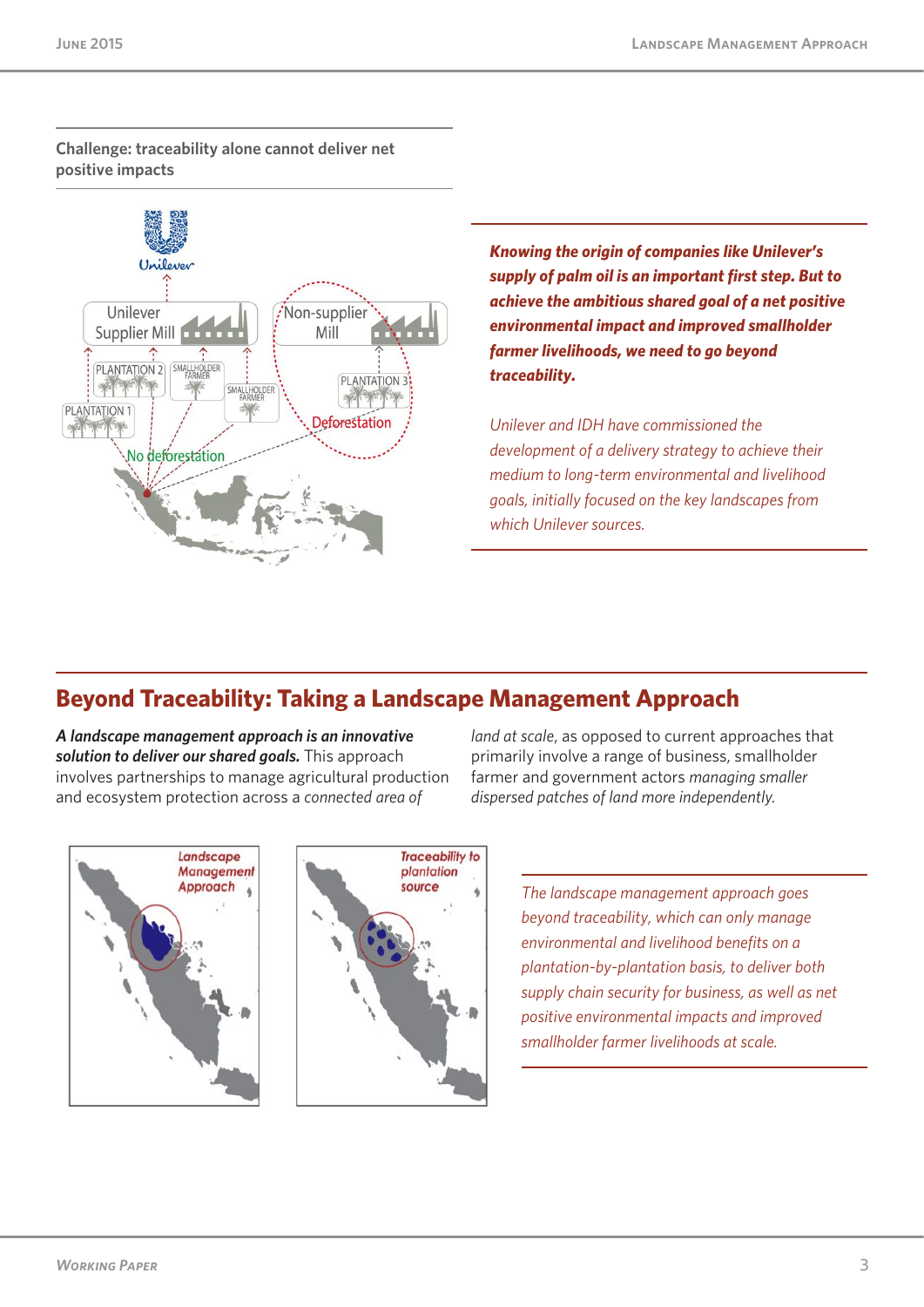**Challenge: traceability alone cannot deliver net positive impacts**

***Knowing the origin of companies like Unilever's supply of palm oil is an important first step. But to achieve the ambitious shared goal of a net positive environmental impact and improved smallholder farmer livelihoods, we need to go beyond traceability.***

*Unilever and IDH have commissioned the development of a delivery strategy to achieve their medium to long-term environmental and livelihood goals, initially focused on the key landscapes from which Unilever sources.*

## Beyond Traceability: Taking a Landscape Management Approach

***A landscape management approach is an innovative solution to deliver our shared goals.*** This approach involves partnerships to manage agricultural production and ecosystem protection across a *connected area of land at scale*, as opposed to current approaches that primarily involve a range of business, smallholder farmer and government actors *managing smaller dispersed patches of land more independently.*

*The landscape management approach goes beyond traceability, which can only manage environmental and livelihood benefits on a plantation-by-plantation basis, to deliver both supply chain security for business, as well as net positive environmental impacts and improved smallholder farmer livelihoods at scale.*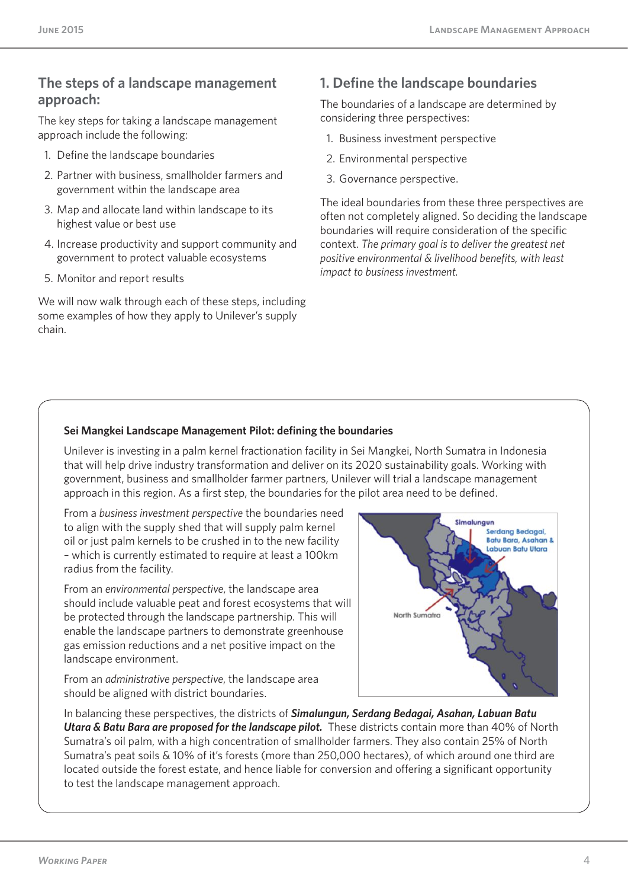## The steps of a landscape management approach:

The key steps for taking a landscape management approach include the following:

1. Define the landscape boundaries
2. Partner with business, smallholder farmers and government within the landscape area
3. Map and allocate land within landscape to its highest value or best use
4. Increase productivity and support community and government to protect valuable ecosystems
5. Monitor and report results

We will now walk through each of these steps, including some examples of how they apply to Unilever's supply chain.

## 1. Define the landscape boundaries

The boundaries of a landscape are determined by considering three perspectives:

1. Business investment perspective
2. Environmental perspective
3. Governance perspective.

The ideal boundaries from these three perspectives are often not completely aligned. So deciding the landscape boundaries will require consideration of the specific context. *The primary goal is to deliver the greatest net positive environmental & livelihood benefits, with least impact to business investment.*

**Sei Mangkei Landscape Management Pilot: defining the boundaries**

Unilever is investing in a palm kernel fractionation facility in Sei Mangkei, North Sumatra in Indonesia that will help drive industry transformation and deliver on its 2020 sustainability goals. Working with government, business and smallholder farmer partners, Unilever will trial a landscape management approach in this region. As a first step, the boundaries for the pilot area need to be defined.

From a *business investment perspective* the boundaries need to align with the supply shed that will supply palm kernel oil or just palm kernels to be crushed in to the new facility – which is currently estimated to require at least a 100km radius from the facility.

From an *environmental perspective*, the landscape area should include valuable peat and forest ecosystems that will be protected through the landscape partnership. This will enable the landscape partners to demonstrate greenhouse gas emission reductions and a net positive impact on the landscape environment.

From an *administrative perspective*, the landscape area should be aligned with district boundaries.

Simalungun

Serdang Bedagai, Batu Bara, Asahan & Labuan Batu Utara

North Sumatra

In balancing these perspectives, the districts of ***Simalungun, Serdang Bedagai, Asahan, Labuan Batu Utara & Batu Bara are proposed for the landscape pilot.*** These districts contain more than 40% of North Sumatra's oil palm, with a high concentration of smallholder farmers. They also contain 25% of North Sumatra's peat soils & 10% of it's forests (more than 250,000 hectares), of which around one third are located outside the forest estate, and hence liable for conversion and offering a significant opportunity to test the landscape management approach.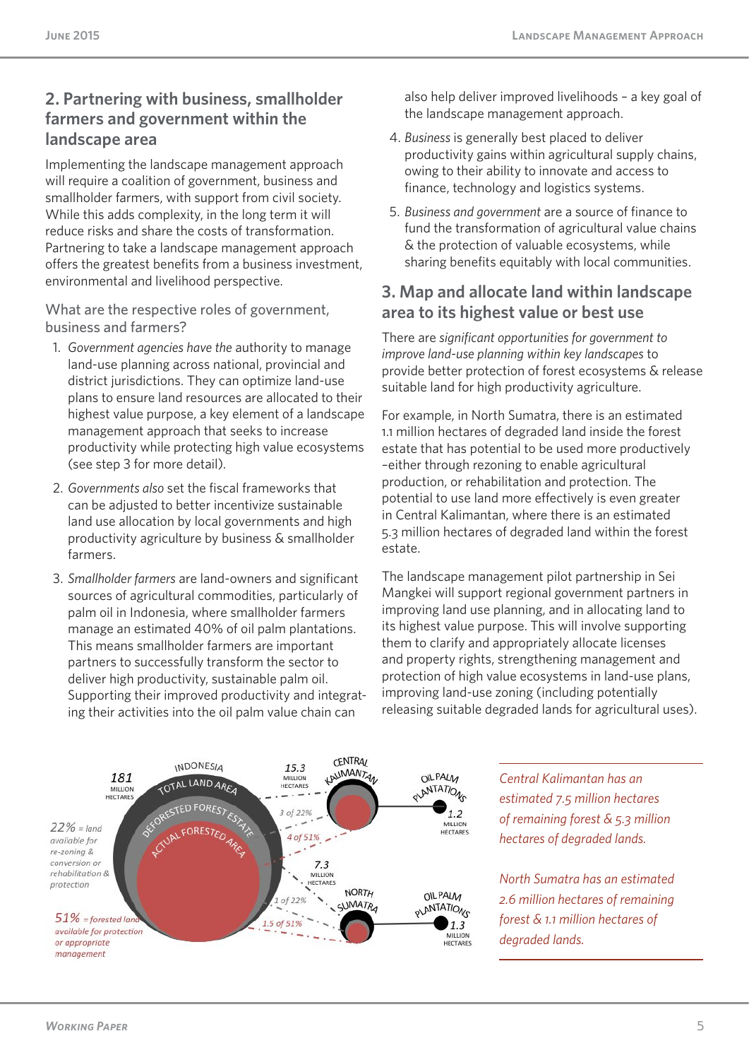## 2. Partnering with business, smallholder farmers and government within the landscape area

Implementing the landscape management approach will require a coalition of government, business and smallholder farmers, with support from civil society. While this adds complexity, in the long term it will reduce risks and share the costs of transformation. Partnering to take a landscape management approach offers the greatest benefits from a business investment, environmental and livelihood perspective.

What are the respective roles of government, business and farmers?

1. *Government agencies have the* authority to manage land-use planning across national, provincial and district jurisdictions. They can optimize land-use plans to ensure land resources are allocated to their highest value purpose, a key element of a landscape management approach that seeks to increase productivity while protecting high value ecosystems (see step 3 for more detail).
2. *Governments also* set the fiscal frameworks that can be adjusted to better incentivize sustainable land use allocation by local governments and high productivity agriculture by business & smallholder farmers.
3. *Smallholder farmers* are land-owners and significant sources of agricultural commodities, particularly of palm oil in Indonesia, where smallholder farmers manage an estimated 40% of oil palm plantations. This means smallholder farmers are important partners to successfully transform the sector to deliver high productivity, sustainable palm oil. Supporting their improved productivity and integrating their activities into the oil palm value chain can also help deliver improved livelihoods – a key goal of the landscape management approach.
4. *Business* is generally best placed to deliver productivity gains within agricultural supply chains, owing to their ability to innovate and access to finance, technology and logistics systems.
5. *Business and government* are a source of finance to fund the transformation of agricultural value chains & the protection of valuable ecosystems, while sharing benefits equitably with local communities.

## 3. Map and allocate land within landscape area to its highest value or best use

There are *significant opportunities for government to improve land-use planning within key landscapes* to provide better protection of forest ecosystems & release suitable land for high productivity agriculture.

For example, in North Sumatra, there is an estimated 1.1 million hectares of degraded land inside the forest estate that has potential to be used more productively –either through rezoning to enable agricultural production, or rehabilitation and protection. The potential to use land more effectively is even greater in Central Kalimantan, where there is an estimated 5.3 million hectares of degraded land within the forest estate.

The landscape management pilot partnership in Sei Mangkei will support regional government partners in improving land use planning, and in allocating land to its highest value purpose. This will involve supporting them to clarify and appropriately allocate licenses and property rights, strengthening management and protection of high value ecosystems in land-use plans, improving land-use zoning (including potentially releasing suitable degraded lands for agricultural uses).

INDONESIA: 181 MILLION HECTARES TOTAL LAND AREA; DEFORESTED FOREST ESTATE; ACTUAL FORESTED AREA

*22% = land available for re-zoning & conversion or rehabilitation & protection*

*51% = forested land available for protection or appropriate management*

CENTRAL KALIMANTAN: 15.3 MILLION HECTARES (3 of 22%; 4 of 51%); OIL PALM PLANTATIONS 1.2 MILLION HECTARES

NORTH SUMATRA: 7.3 MILLION HECTARES (1 of 22%; 1.5 of 51%); OIL PALM PLANTATIONS 1.3 MILLION HECTARES

*Central Kalimantan has an estimated 7.5 million hectares of remaining forest & 5.3 million hectares of degraded lands.*

*North Sumatra has an estimated 2.6 million hectares of remaining forest & 1.1 million hectares of degraded lands.*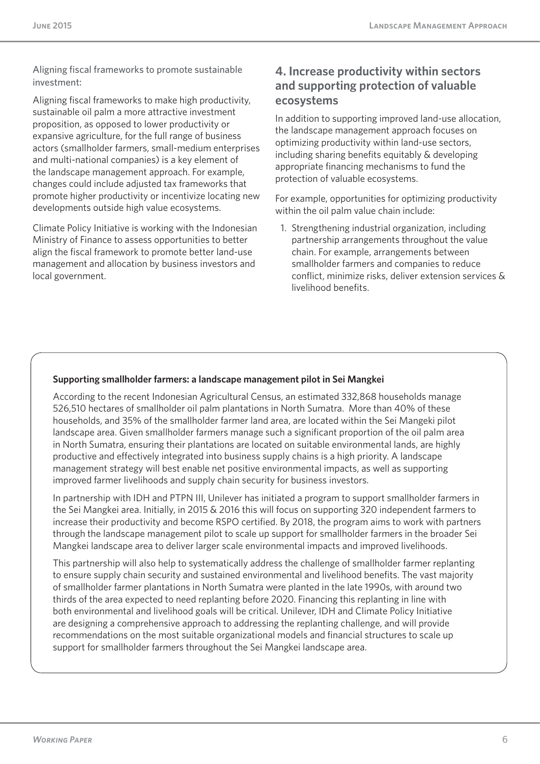Aligning fiscal frameworks to promote sustainable investment:

Aligning fiscal frameworks to make high productivity, sustainable oil palm a more attractive investment proposition, as opposed to lower productivity or expansive agriculture, for the full range of business actors (smallholder farmers, small-medium enterprises and multi-national companies) is a key element of the landscape management approach. For example, changes could include adjusted tax frameworks that promote higher productivity or incentivize locating new developments outside high value ecosystems.

Climate Policy Initiative is working with the Indonesian Ministry of Finance to assess opportunities to better align the fiscal framework to promote better land-use management and allocation by business investors and local government.

## 4. Increase productivity within sectors and supporting protection of valuable ecosystems

In addition to supporting improved land-use allocation, the landscape management approach focuses on optimizing productivity within land-use sectors, including sharing benefits equitably & developing appropriate financing mechanisms to fund the protection of valuable ecosystems.

For example, opportunities for optimizing productivity within the oil palm value chain include:

1. Strengthening industrial organization, including partnership arrangements throughout the value chain. For example, arrangements between smallholder farmers and companies to reduce conflict, minimize risks, deliver extension services & livelihood benefits.

**Supporting smallholder farmers: a landscape management pilot in Sei Mangkei**

According to the recent Indonesian Agricultural Census, an estimated 332,868 households manage 526,510 hectares of smallholder oil palm plantations in North Sumatra. More than 40% of these households, and 35% of the smallholder farmer land area, are located within the Sei Mangeki pilot landscape area. Given smallholder farmers manage such a significant proportion of the oil palm area in North Sumatra, ensuring their plantations are located on suitable environmental lands, are highly productive and effectively integrated into business supply chains is a high priority. A landscape management strategy will best enable net positive environmental impacts, as well as supporting improved farmer livelihoods and supply chain security for business investors.

In partnership with IDH and PTPN III, Unilever has initiated a program to support smallholder farmers in the Sei Mangkei area. Initially, in 2015 & 2016 this will focus on supporting 320 independent farmers to increase their productivity and become RSPO certified. By 2018, the program aims to work with partners through the landscape management pilot to scale up support for smallholder farmers in the broader Sei Mangkei landscape area to deliver larger scale environmental impacts and improved livelihoods.

This partnership will also help to systematically address the challenge of smallholder farmer replanting to ensure supply chain security and sustained environmental and livelihood benefits. The vast majority of smallholder farmer plantations in North Sumatra were planted in the late 1990s, with around two thirds of the area expected to need replanting before 2020. Financing this replanting in line with both environmental and livelihood goals will be critical. Unilever, IDH and Climate Policy Initiative are designing a comprehensive approach to addressing the replanting challenge, and will provide recommendations on the most suitable organizational models and financial structures to scale up support for smallholder farmers throughout the Sei Mangkei landscape area.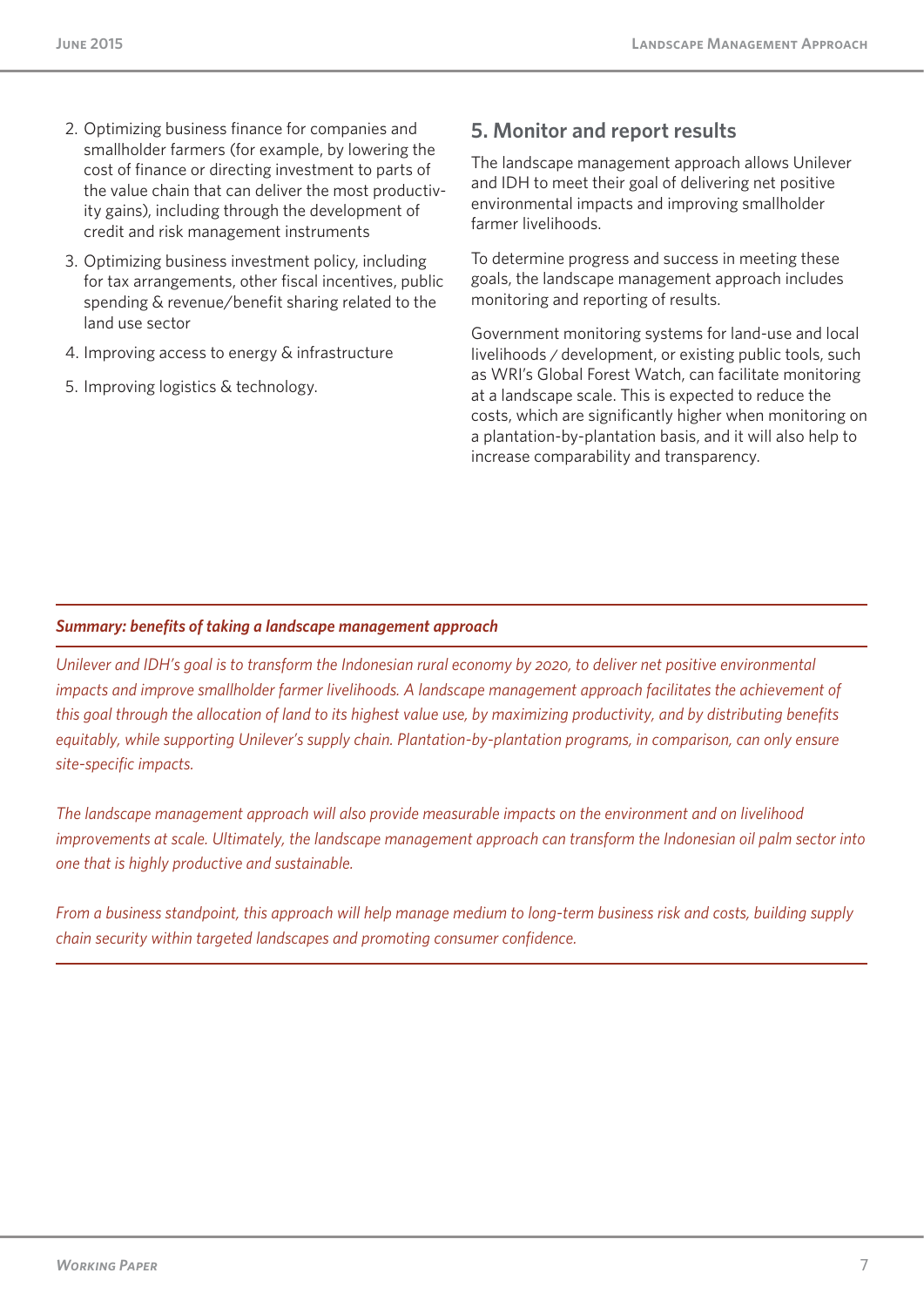2. Optimizing business finance for companies and smallholder farmers (for example, by lowering the cost of finance or directing investment to parts of the value chain that can deliver the most productivity gains), including through the development of credit and risk management instruments
3. Optimizing business investment policy, including for tax arrangements, other fiscal incentives, public spending & revenue/benefit sharing related to the land use sector
4. Improving access to energy & infrastructure
5. Improving logistics & technology.

## 5. Monitor and report results

The landscape management approach allows Unilever and IDH to meet their goal of delivering net positive environmental impacts and improving smallholder farmer livelihoods.

To determine progress and success in meeting these goals, the landscape management approach includes monitoring and reporting of results.

Government monitoring systems for land-use and local livelihoods / development, or existing public tools, such as WRI's Global Forest Watch, can facilitate monitoring at a landscape scale. This is expected to reduce the costs, which are significantly higher when monitoring on a plantation-by-plantation basis, and it will also help to increase comparability and transparency.

---

***Summary: benefits of taking a landscape management approach***

*Unilever and IDH's goal is to transform the Indonesian rural economy by 2020, to deliver net positive environmental impacts and improve smallholder farmer livelihoods. A landscape management approach facilitates the achievement of this goal through the allocation of land to its highest value use, by maximizing productivity, and by distributing benefits equitably, while supporting Unilever's supply chain. Plantation-by-plantation programs, in comparison, can only ensure site-specific impacts.*

*The landscape management approach will also provide measurable impacts on the environment and on livelihood improvements at scale. Ultimately, the landscape management approach can transform the Indonesian oil palm sector into one that is highly productive and sustainable.*

*From a business standpoint, this approach will help manage medium to long-term business risk and costs, building supply chain security within targeted landscapes and promoting consumer confidence.*

---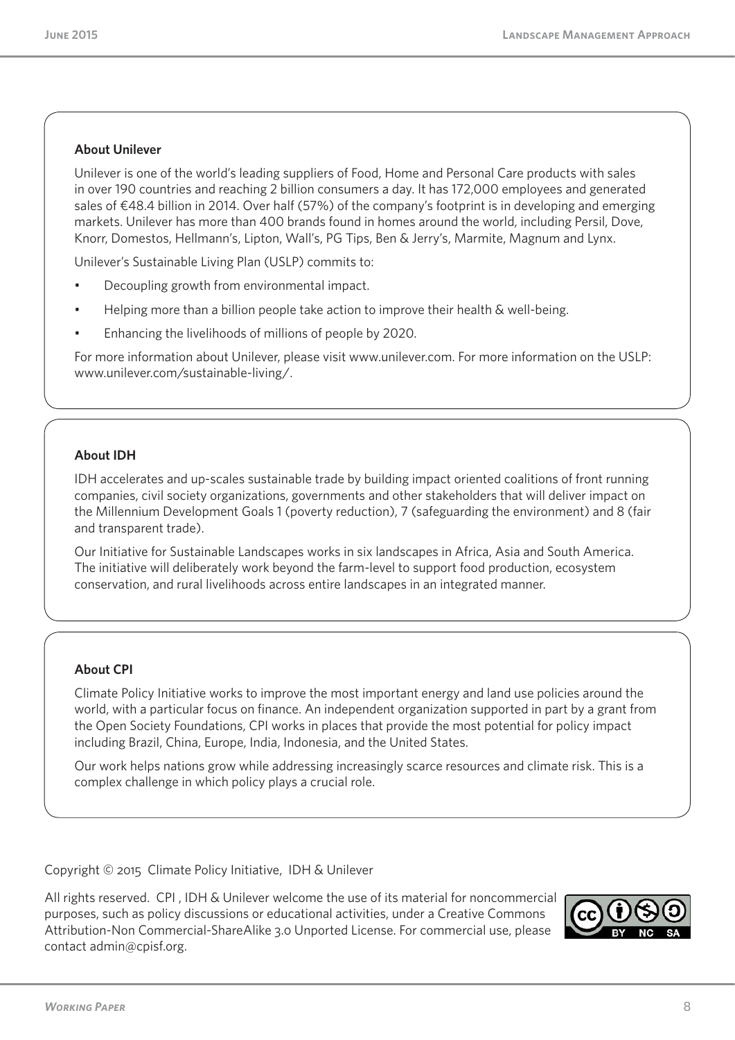**About Unilever**

Unilever is one of the world's leading suppliers of Food, Home and Personal Care products with sales in over 190 countries and reaching 2 billion consumers a day. It has 172,000 employees and generated sales of €48.4 billion in 2014. Over half (57%) of the company's footprint is in developing and emerging markets. Unilever has more than 400 brands found in homes around the world, including Persil, Dove, Knorr, Domestos, Hellmann's, Lipton, Wall's, PG Tips, Ben & Jerry's, Marmite, Magnum and Lynx.

Unilever's Sustainable Living Plan (USLP) commits to:

- Decoupling growth from environmental impact.
- Helping more than a billion people take action to improve their health & well-being.
- Enhancing the livelihoods of millions of people by 2020.

For more information about Unilever, please visit www.unilever.com. For more information on the USLP: www.unilever.com/sustainable-living/.

**About IDH**

IDH accelerates and up-scales sustainable trade by building impact oriented coalitions of front running companies, civil society organizations, governments and other stakeholders that will deliver impact on the Millennium Development Goals 1 (poverty reduction), 7 (safeguarding the environment) and 8 (fair and transparent trade).

Our Initiative for Sustainable Landscapes works in six landscapes in Africa, Asia and South America. The initiative will deliberately work beyond the farm-level to support food production, ecosystem conservation, and rural livelihoods across entire landscapes in an integrated manner.

**About CPI**

Climate Policy Initiative works to improve the most important energy and land use policies around the world, with a particular focus on finance. An independent organization supported in part by a grant from the Open Society Foundations, CPI works in places that provide the most potential for policy impact including Brazil, China, Europe, India, Indonesia, and the United States.

Our work helps nations grow while addressing increasingly scarce resources and climate risk. This is a complex challenge in which policy plays a crucial role.

Copyright © 2015 Climate Policy Initiative, IDH & Unilever

All rights reserved. CPI , IDH & Unilever welcome the use of its material for noncommercial purposes, such as policy discussions or educational activities, under a Creative Commons Attribution-Non Commercial-ShareAlike 3.0 Unported License. For commercial use, please contact admin@cpisf.org.